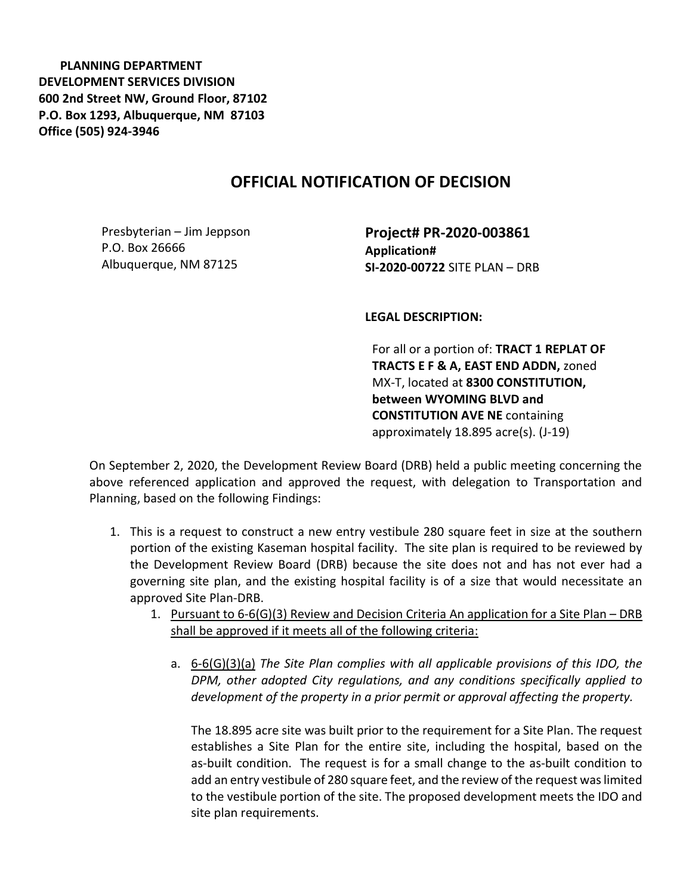**PLANNING DEPARTMENT**
**DEVELOPMENT SERVICES DIVISION**
**600 2nd Street NW, Ground Floor, 87102**
**P.O. Box 1293, Albuquerque, NM 87103**
**Office (505) 924-3946**

# OFFICIAL NOTIFICATION OF DECISION

Presbyterian – Jim Jeppson
P.O. Box 26666
Albuquerque, NM 87125

**Project# PR-2020-003861**
**Application#**
**SI-2020-00722** SITE PLAN – DRB

**LEGAL DESCRIPTION:**

For all or a portion of: **TRACT 1 REPLAT OF TRACTS E F & A, EAST END ADDN,** zoned MX-T, located at **8300 CONSTITUTION, between WYOMING BLVD and CONSTITUTION AVE NE** containing approximately 18.895 acre(s). (J-19)

On September 2, 2020, the Development Review Board (DRB) held a public meeting concerning the above referenced application and approved the request, with delegation to Transportation and Planning, based on the following Findings:

1. This is a request to construct a new entry vestibule 280 square feet in size at the southern portion of the existing Kaseman hospital facility. The site plan is required to be reviewed by the Development Review Board (DRB) because the site does not and has not ever had a governing site plan, and the existing hospital facility is of a size that would necessitate an approved Site Plan-DRB.
    1. Pursuant to 6-6(G)(3) Review and Decision Criteria An application for a Site Plan – DRB shall be approved if it meets all of the following criteria:
        a. 6-6(G)(3)(a) *The Site Plan complies with all applicable provisions of this IDO, the DPM, other adopted City regulations, and any conditions specifically applied to development of the property in a prior permit or approval affecting the property.*

            The 18.895 acre site was built prior to the requirement for a Site Plan. The request establishes a Site Plan for the entire site, including the hospital, based on the as-built condition. The request is for a small change to the as-built condition to add an entry vestibule of 280 square feet, and the review of the request was limited to the vestibule portion of the site. The proposed development meets the IDO and site plan requirements.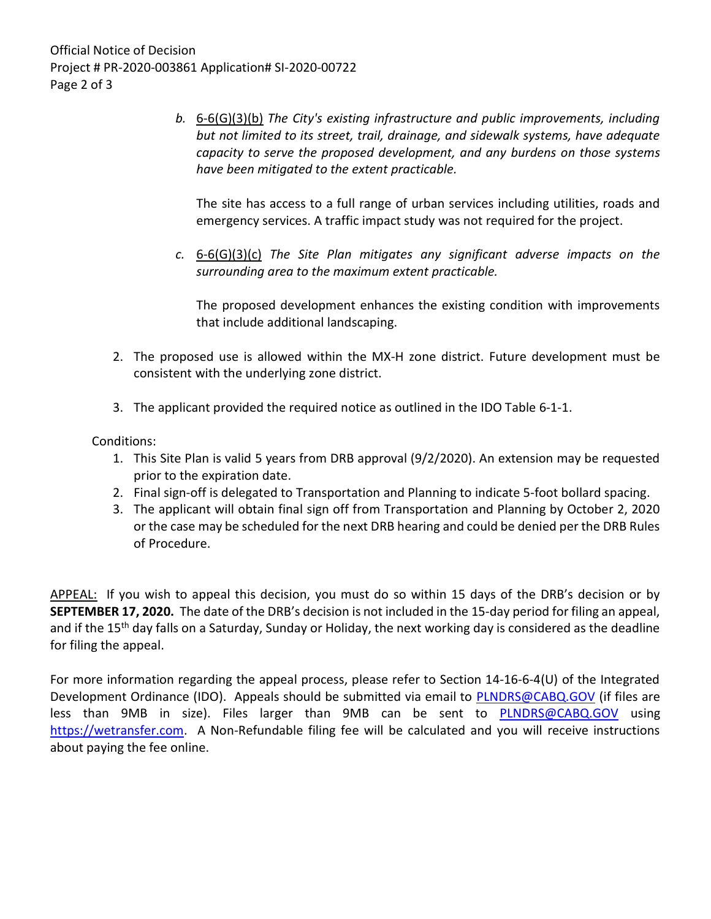b. 6-6(G)(3)(b) *The City's existing infrastructure and public improvements, including but not limited to its street, trail, drainage, and sidewalk systems, have adequate capacity to serve the proposed development, and any burdens on those systems have been mitigated to the extent practicable.*

   The site has access to a full range of urban services including utilities, roads and emergency services. A traffic impact study was not required for the project.

c. 6-6(G)(3)(c) *The Site Plan mitigates any significant adverse impacts on the surrounding area to the maximum extent practicable.*

   The proposed development enhances the existing condition with improvements that include additional landscaping.

2. The proposed use is allowed within the MX-H zone district. Future development must be consistent with the underlying zone district.

3. The applicant provided the required notice as outlined in the IDO Table 6-1-1.

Conditions:

1. This Site Plan is valid 5 years from DRB approval (9/2/2020). An extension may be requested prior to the expiration date.
2. Final sign-off is delegated to Transportation and Planning to indicate 5-foot bollard spacing.
3. The applicant will obtain final sign off from Transportation and Planning by October 2, 2020 or the case may be scheduled for the next DRB hearing and could be denied per the DRB Rules of Procedure.

APPEAL: If you wish to appeal this decision, you must do so within 15 days of the DRB's decision or by **SEPTEMBER 17, 2020.** The date of the DRB's decision is not included in the 15-day period for filing an appeal, and if the 15th day falls on a Saturday, Sunday or Holiday, the next working day is considered as the deadline for filing the appeal.

For more information regarding the appeal process, please refer to Section 14-16-6-4(U) of the Integrated Development Ordinance (IDO). Appeals should be submitted via email to PLNDRS@CABQ.GOV (if files are less than 9MB in size). Files larger than 9MB can be sent to PLNDRS@CABQ.GOV using https://wetransfer.com. A Non-Refundable filing fee will be calculated and you will receive instructions about paying the fee online.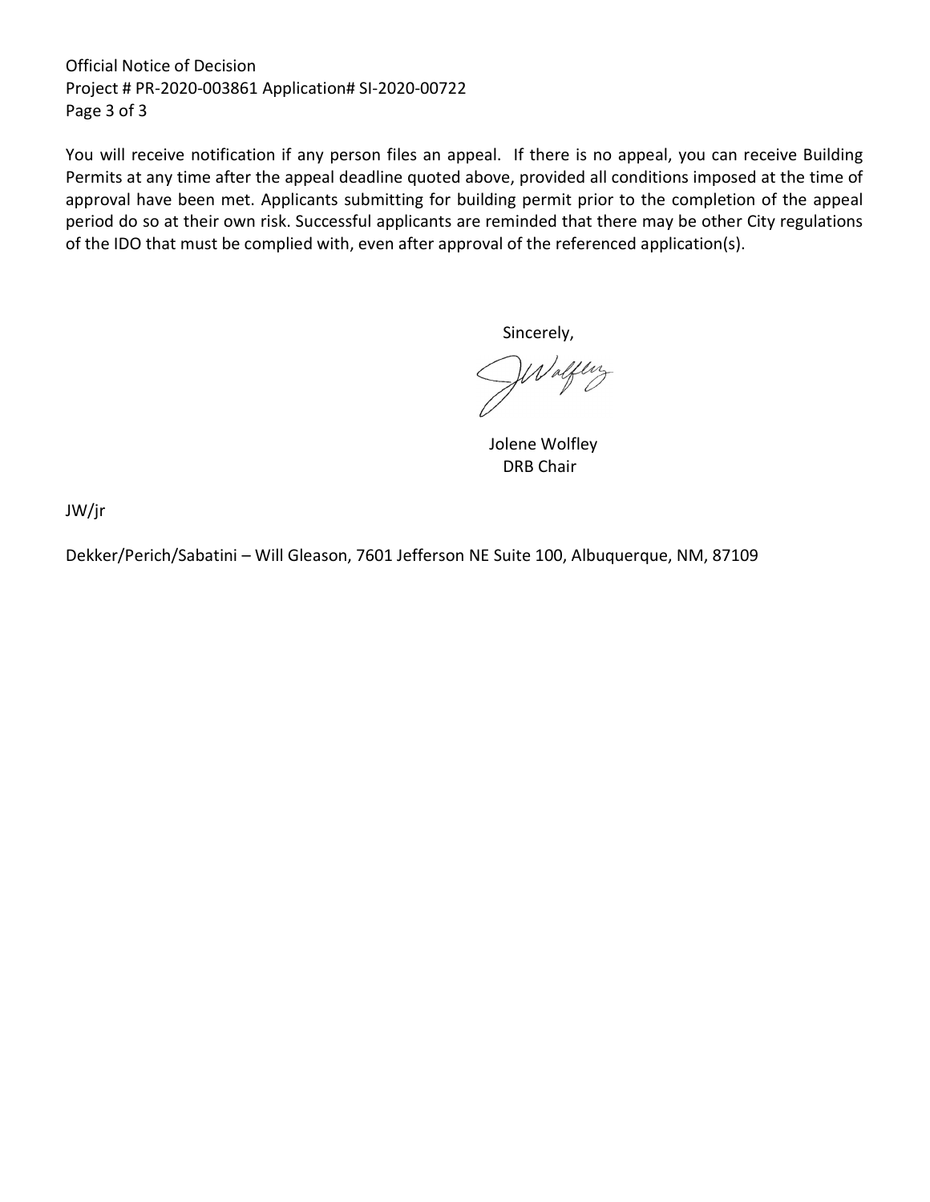You will receive notification if any person files an appeal. If there is no appeal, you can receive Building Permits at any time after the appeal deadline quoted above, provided all conditions imposed at the time of approval have been met. Applicants submitting for building permit prior to the completion of the appeal period do so at their own risk. Successful applicants are reminded that there may be other City regulations of the IDO that must be complied with, even after approval of the referenced application(s).

Sincerely,

Jolene Wolfley
DRB Chair

JW/jr

Dekker/Perich/Sabatini – Will Gleason, 7601 Jefferson NE Suite 100, Albuquerque, NM, 87109